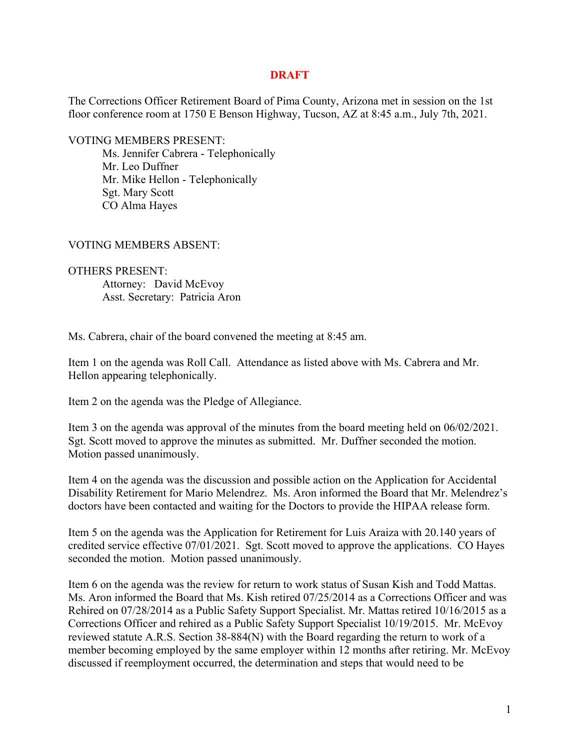# DRAFT

The Corrections Officer Retirement Board of Pima County, Arizona met in session on the 1st floor conference room at 1750 E Benson Highway, Tucson, AZ at 8:45 a.m., July 7th, 2021.

VOTING MEMBERS PRESENT:

- Ms. Jennifer Cabrera - Telephonically
- Mr. Leo Duffner
- Mr. Mike Hellon - Telephonically
- Sgt. Mary Scott
- CO Alma Hayes

VOTING MEMBERS ABSENT:

OTHERS PRESENT:

- Attorney: David McEvoy
- Asst. Secretary: Patricia Aron

Ms. Cabrera, chair of the board convened the meeting at 8:45 am.

Item 1 on the agenda was Roll Call. Attendance as listed above with Ms. Cabrera and Mr. Hellon appearing telephonically.

Item 2 on the agenda was the Pledge of Allegiance.

Item 3 on the agenda was approval of the minutes from the board meeting held on 06/02/2021. Sgt. Scott moved to approve the minutes as submitted. Mr. Duffner seconded the motion. Motion passed unanimously.

Item 4 on the agenda was the discussion and possible action on the Application for Accidental Disability Retirement for Mario Melendrez. Ms. Aron informed the Board that Mr. Melendrez's doctors have been contacted and waiting for the Doctors to provide the HIPAA release form.

Item 5 on the agenda was the Application for Retirement for Luis Araiza with 20.140 years of credited service effective 07/01/2021. Sgt. Scott moved to approve the applications. CO Hayes seconded the motion. Motion passed unanimously.

Item 6 on the agenda was the review for return to work status of Susan Kish and Todd Mattas. Ms. Aron informed the Board that Ms. Kish retired 07/25/2014 as a Corrections Officer and was Rehired on 07/28/2014 as a Public Safety Support Specialist. Mr. Mattas retired 10/16/2015 as a Corrections Officer and rehired as a Public Safety Support Specialist 10/19/2015. Mr. McEvoy reviewed statute A.R.S. Section 38-884(N) with the Board regarding the return to work of a member becoming employed by the same employer within 12 months after retiring. Mr. McEvoy discussed if reemployment occurred, the determination and steps that would need to be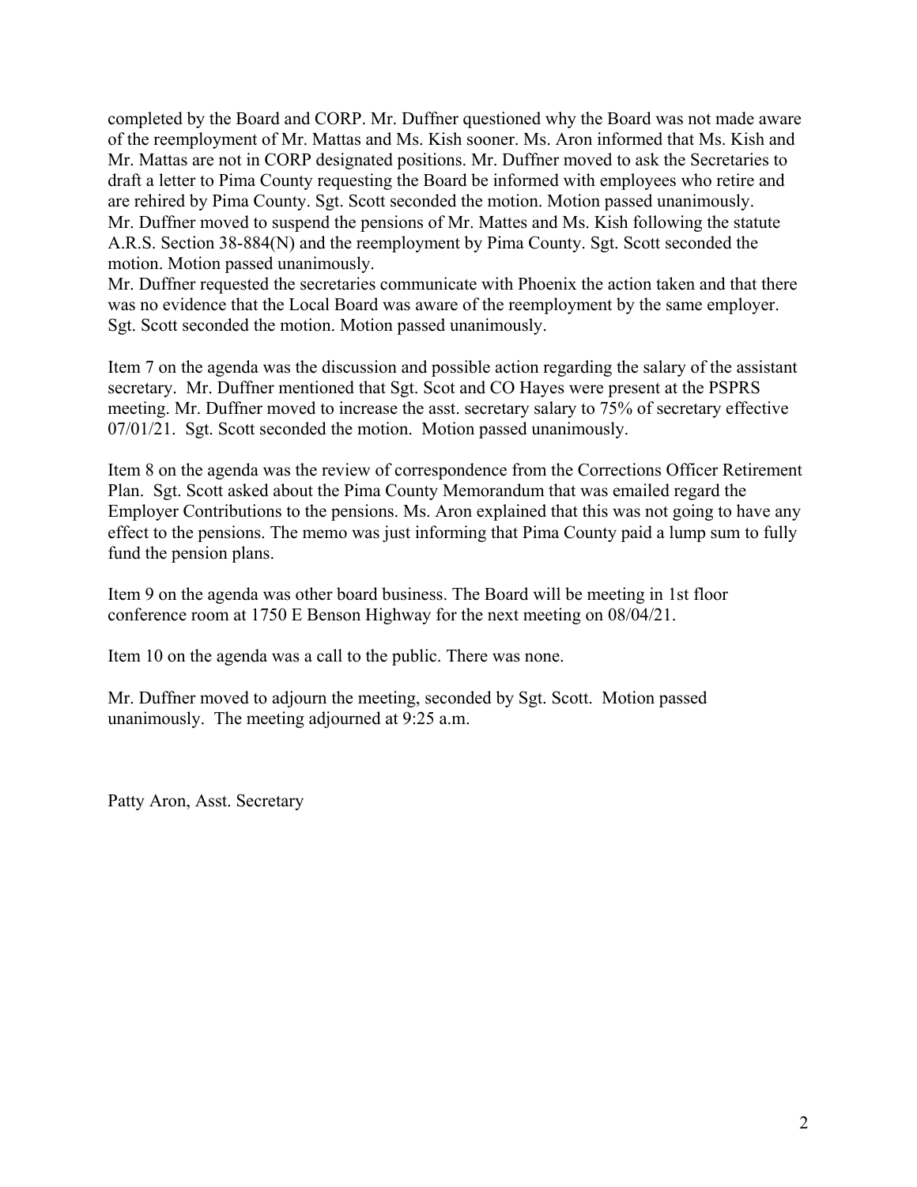completed by the Board and CORP. Mr. Duffner questioned why the Board was not made aware of the reemployment of Mr. Mattas and Ms. Kish sooner. Ms. Aron informed that Ms. Kish and Mr. Mattas are not in CORP designated positions. Mr. Duffner moved to ask the Secretaries to draft a letter to Pima County requesting the Board be informed with employees who retire and are rehired by Pima County. Sgt. Scott seconded the motion. Motion passed unanimously.
Mr. Duffner moved to suspend the pensions of Mr. Mattes and Ms. Kish following the statute A.R.S. Section 38-884(N) and the reemployment by Pima County. Sgt. Scott seconded the motion. Motion passed unanimously.
Mr. Duffner requested the secretaries communicate with Phoenix the action taken and that there was no evidence that the Local Board was aware of the reemployment by the same employer. Sgt. Scott seconded the motion. Motion passed unanimously.

Item 7 on the agenda was the discussion and possible action regarding the salary of the assistant secretary. Mr. Duffner mentioned that Sgt. Scot and CO Hayes were present at the PSPRS meeting. Mr. Duffner moved to increase the asst. secretary salary to 75% of secretary effective 07/01/21. Sgt. Scott seconded the motion. Motion passed unanimously.

Item 8 on the agenda was the review of correspondence from the Corrections Officer Retirement Plan. Sgt. Scott asked about the Pima County Memorandum that was emailed regard the Employer Contributions to the pensions. Ms. Aron explained that this was not going to have any effect to the pensions. The memo was just informing that Pima County paid a lump sum to fully fund the pension plans.

Item 9 on the agenda was other board business. The Board will be meeting in 1st floor conference room at 1750 E Benson Highway for the next meeting on 08/04/21.

Item 10 on the agenda was a call to the public. There was none.

Mr. Duffner moved to adjourn the meeting, seconded by Sgt. Scott. Motion passed unanimously. The meeting adjourned at 9:25 a.m.

Patty Aron, Asst. Secretary